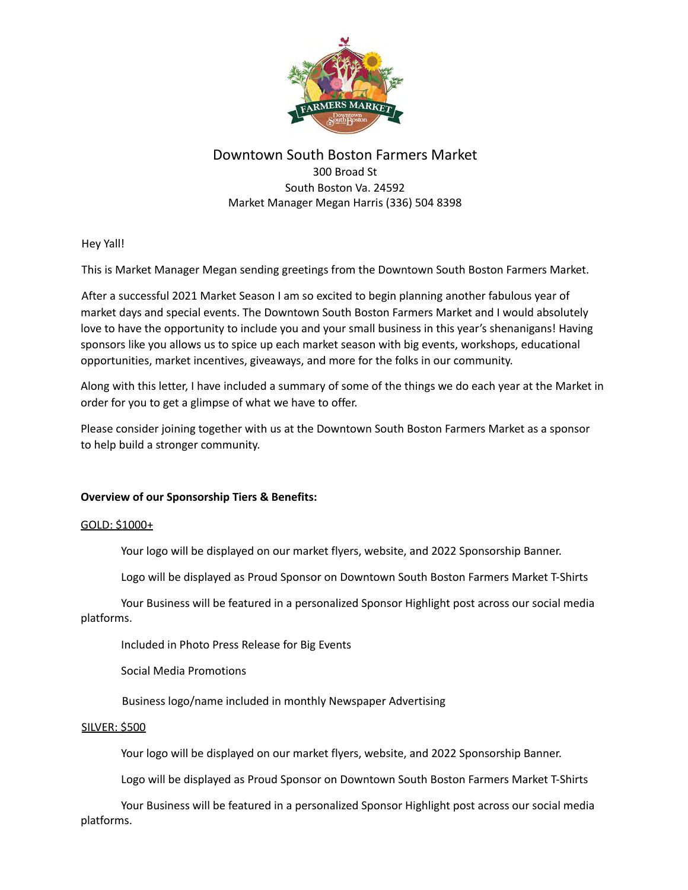# Downtown South Boston Farmers Market

300 Broad St
South Boston Va. 24592
Market Manager Megan Harris (336) 504 8398

Hey Yall!

This is Market Manager Megan sending greetings from the Downtown South Boston Farmers Market.

After a successful 2021 Market Season I am so excited to begin planning another fabulous year of market days and special events. The Downtown South Boston Farmers Market and I would absolutely love to have the opportunity to include you and your small business in this year's shenanigans! Having sponsors like you allows us to spice up each market season with big events, workshops, educational opportunities, market incentives, giveaways, and more for the folks in our community.

Along with this letter, I have included a summary of some of the things we do each year at the Market in order for you to get a glimpse of what we have to offer.

Please consider joining together with us at the Downtown South Boston Farmers Market as a sponsor to help build a stronger community.

**Overview of our Sponsorship Tiers & Benefits:**

GOLD: $1000+

Your logo will be displayed on our market flyers, website, and 2022 Sponsorship Banner.

Logo will be displayed as Proud Sponsor on Downtown South Boston Farmers Market T-Shirts

Your Business will be featured in a personalized Sponsor Highlight post across our social media platforms.

Included in Photo Press Release for Big Events

Social Media Promotions

Business logo/name included in monthly Newspaper Advertising

SILVER: $500

Your logo will be displayed on our market flyers, website, and 2022 Sponsorship Banner.

Logo will be displayed as Proud Sponsor on Downtown South Boston Farmers Market T-Shirts

Your Business will be featured in a personalized Sponsor Highlight post across our social media platforms.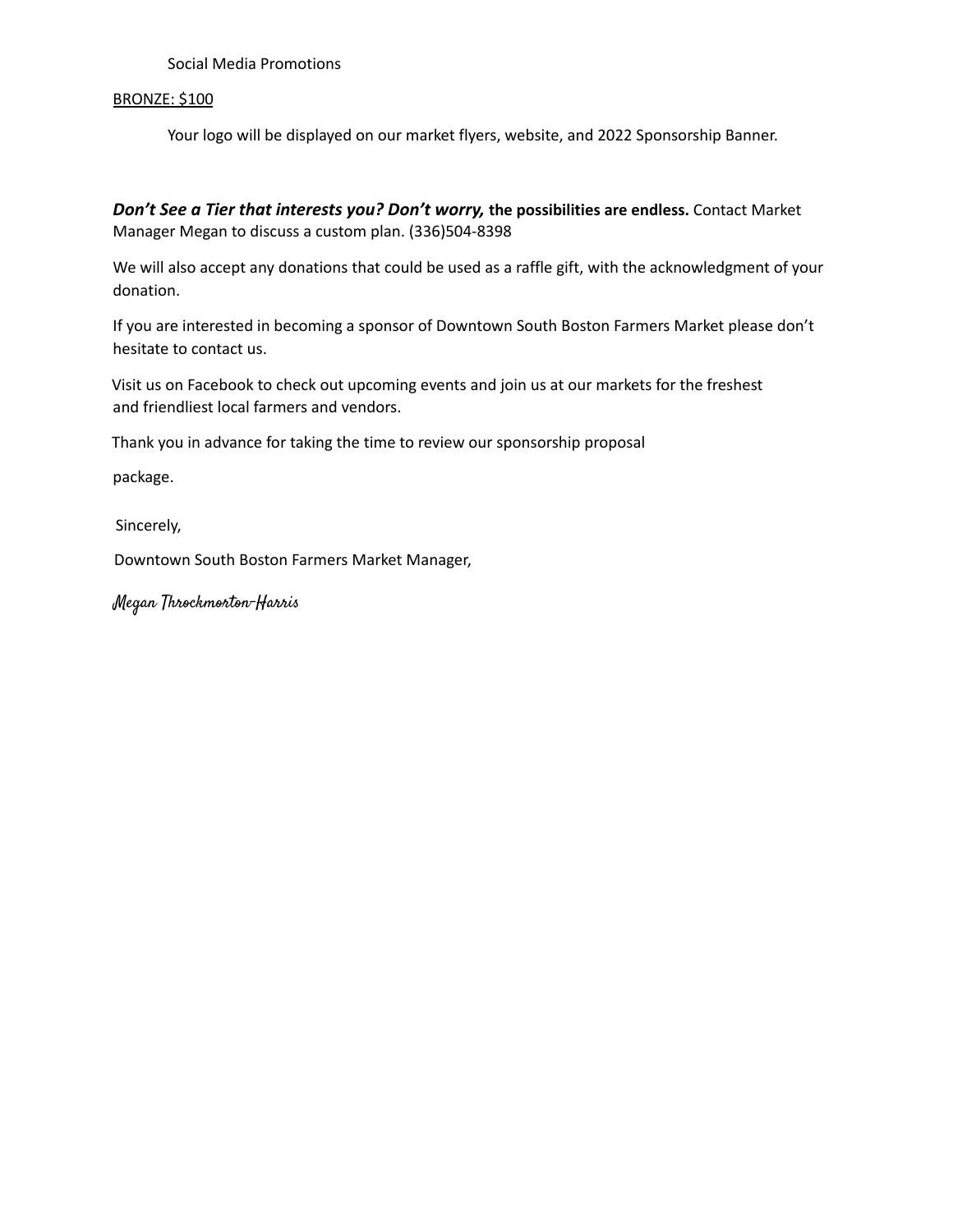Social Media Promotions

BRONZE: $100

Your logo will be displayed on our market flyers, website, and 2022 Sponsorship Banner.

***Don't See a Tier that interests you? Don't worry,*** **the possibilities are endless.** Contact Market Manager Megan to discuss a custom plan. (336)504-8398

We will also accept any donations that could be used as a raffle gift, with the acknowledgment of your donation.

If you are interested in becoming a sponsor of Downtown South Boston Farmers Market please don't hesitate to contact us.

Visit us on Facebook to check out upcoming events and join us at our markets for the freshest and friendliest local farmers and vendors.

Thank you in advance for taking the time to review our sponsorship proposal

package.

Sincerely,

Downtown South Boston Farmers Market Manager,

*Megan Throckmorton-Harris*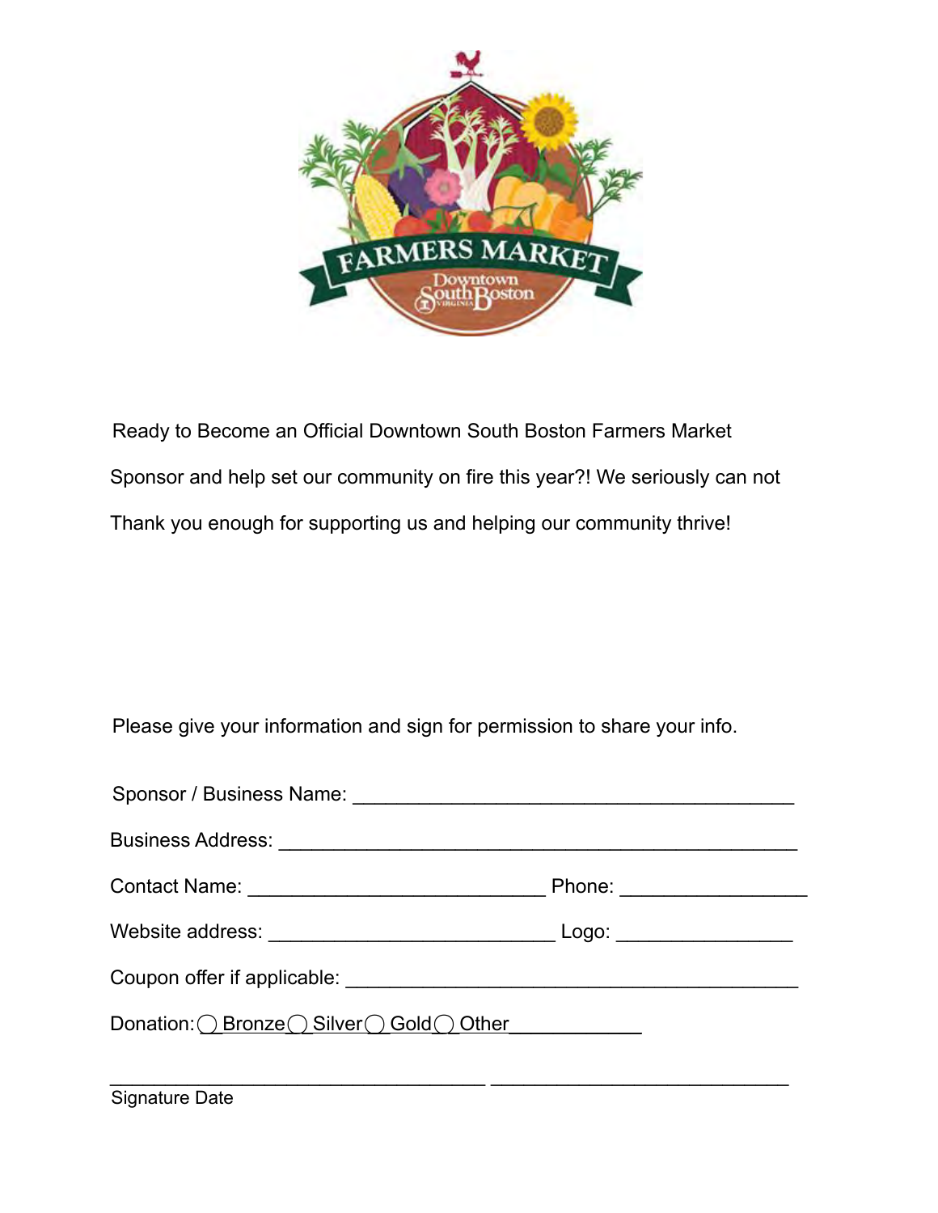Ready to Become an Official Downtown South Boston Farmers Market Sponsor and help set our community on fire this year?! We seriously can not Thank you enough for supporting us and helping our community thrive!

Please give your information and sign for permission to share your info.

Sponsor / Business Name: ________________________________________

Business Address: _______________________________________________

Contact Name: ___________________________ Phone: _________________

Website address: __________________________ Logo: ________________

Coupon offer if applicable: _________________________________________

Donation: ◯ Bronze ◯ Silver ◯ Gold ◯ Other____________

__________________________________ ___________________________

Signature Date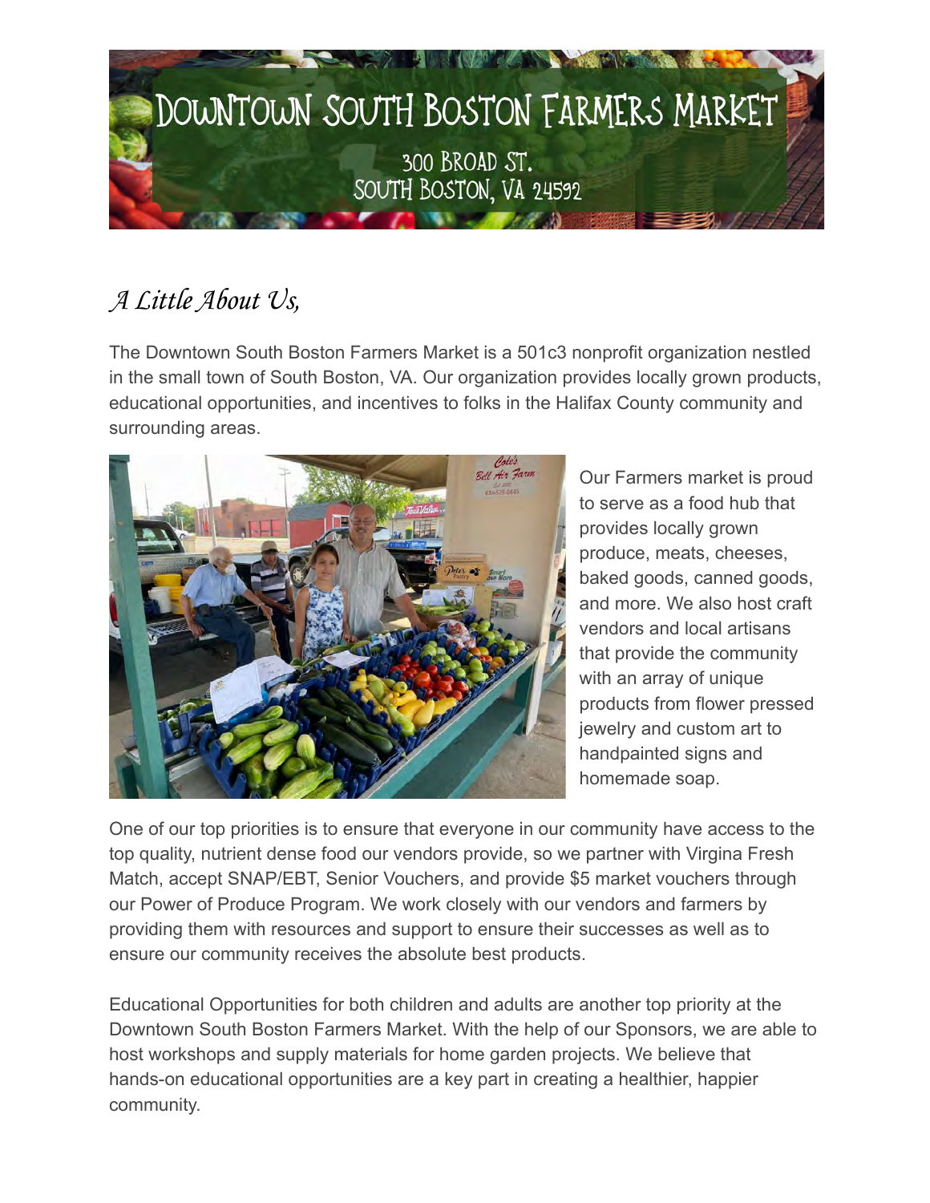# Downtown South Boston Farmers Market

300 Broad St.
South Boston, VA 24592

## *A Little About Us,*

The Downtown South Boston Farmers Market is a 501c3 nonprofit organization nestled in the small town of South Boston, VA. Our organization provides locally grown products, educational opportunities, and incentives to folks in the Halifax County community and surrounding areas.

Our Farmers market is proud to serve as a food hub that provides locally grown produce, meats, cheeses, baked goods, canned goods, and more. We also host craft vendors and local artisans that provide the community with an array of unique products from flower pressed jewelry and custom art to handpainted signs and homemade soap.

One of our top priorities is to ensure that everyone in our community have access to the top quality, nutrient dense food our vendors provide, so we partner with Virgina Fresh Match, accept SNAP/EBT, Senior Vouchers, and provide $5 market vouchers through our Power of Produce Program. We work closely with our vendors and farmers by providing them with resources and support to ensure their successes as well as to ensure our community receives the absolute best products.

Educational Opportunities for both children and adults are another top priority at the Downtown South Boston Farmers Market. With the help of our Sponsors, we are able to host workshops and supply materials for home garden projects. We believe that hands-on educational opportunities are a key part in creating a healthier, happier community.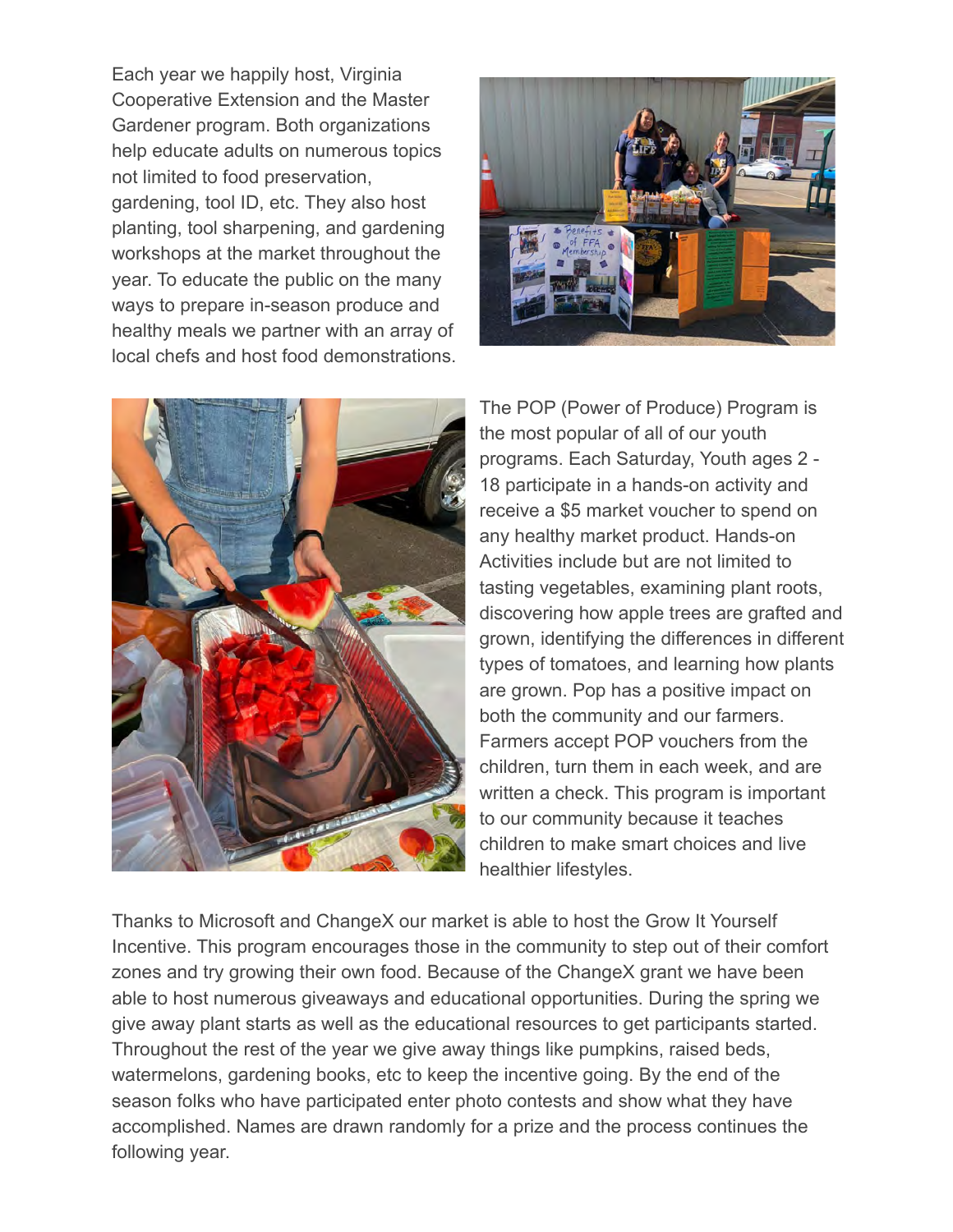Each year we happily host, Virginia Cooperative Extension and the Master Gardener program. Both organizations help educate adults on numerous topics not limited to food preservation, gardening, tool ID, etc. They also host planting, tool sharpening, and gardening workshops at the market throughout the year. To educate the public on the many ways to prepare in-season produce and healthy meals we partner with an array of local chefs and host food demonstrations.

The POP (Power of Produce) Program is the most popular of all of our youth programs. Each Saturday, Youth ages 2 - 18 participate in a hands-on activity and receive a $5 market voucher to spend on any healthy market product. Hands-on Activities include but are not limited to tasting vegetables, examining plant roots, discovering how apple trees are grafted and grown, identifying the differences in different types of tomatoes, and learning how plants are grown. Pop has a positive impact on both the community and our farmers. Farmers accept POP vouchers from the children, turn them in each week, and are written a check. This program is important to our community because it teaches children to make smart choices and live healthier lifestyles.

Thanks to Microsoft and ChangeX our market is able to host the Grow It Yourself Incentive. This program encourages those in the community to step out of their comfort zones and try growing their own food. Because of the ChangeX grant we have been able to host numerous giveaways and educational opportunities. During the spring we give away plant starts as well as the educational resources to get participants started. Throughout the rest of the year we give away things like pumpkins, raised beds, watermelons, gardening books, etc to keep the incentive going. By the end of the season folks who have participated enter photo contests and show what they have accomplished. Names are drawn randomly for a prize and the process continues the following year.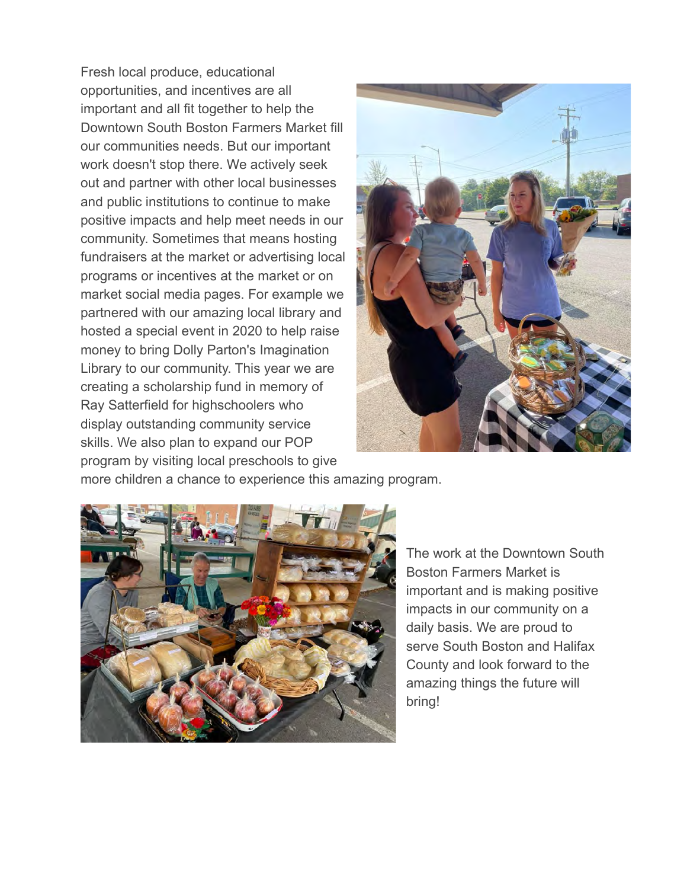Fresh local produce, educational opportunities, and incentives are all important and all fit together to help the Downtown South Boston Farmers Market fill our communities needs. But our important work doesn't stop there. We actively seek out and partner with other local businesses and public institutions to continue to make positive impacts and help meet needs in our community. Sometimes that means hosting fundraisers at the market or advertising local programs or incentives at the market or on market social media pages. For example we partnered with our amazing local library and hosted a special event in 2020 to help raise money to bring Dolly Parton's Imagination Library to our community. This year we are creating a scholarship fund in memory of Ray Satterfield for highschoolers who display outstanding community service skills. We also plan to expand our POP program by visiting local preschools to give more children a chance to experience this amazing program.

The work at the Downtown South Boston Farmers Market is important and is making positive impacts in our community on a daily basis. We are proud to serve South Boston and Halifax County and look forward to the amazing things the future will bring!